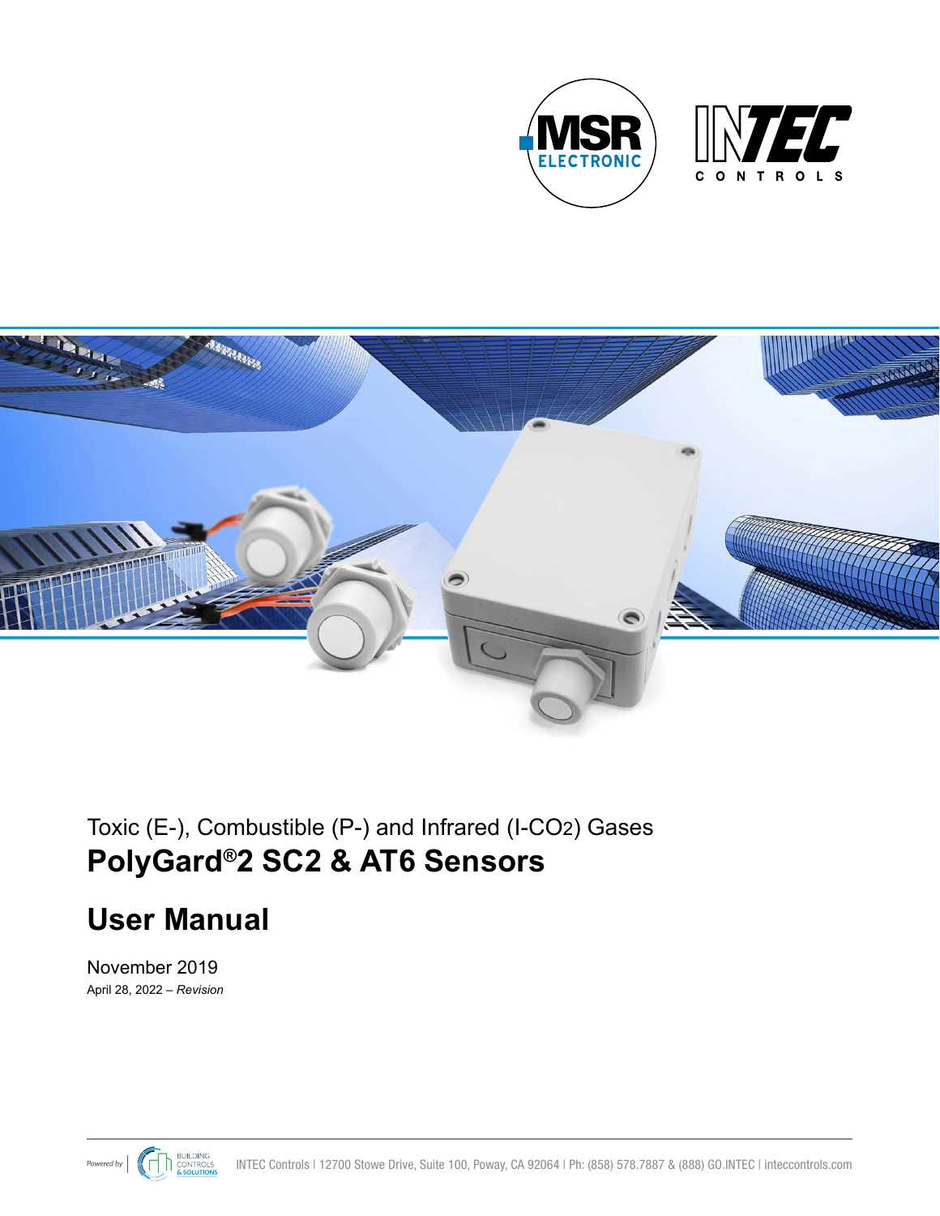Toxic (E-), Combustible (P-) and Infrared (I-$CO_2$) Gases

# PolyGard®2 SC2 & AT6 Sensors

# User Manual

November 2019

April 28, 2022 – *Revision*

INTEC Controls | 12700 Stowe Drive, Suite 100, Poway, CA 92064 | Ph: (858) 578.7887 & (888) GO.INTEC | inteccontrols.com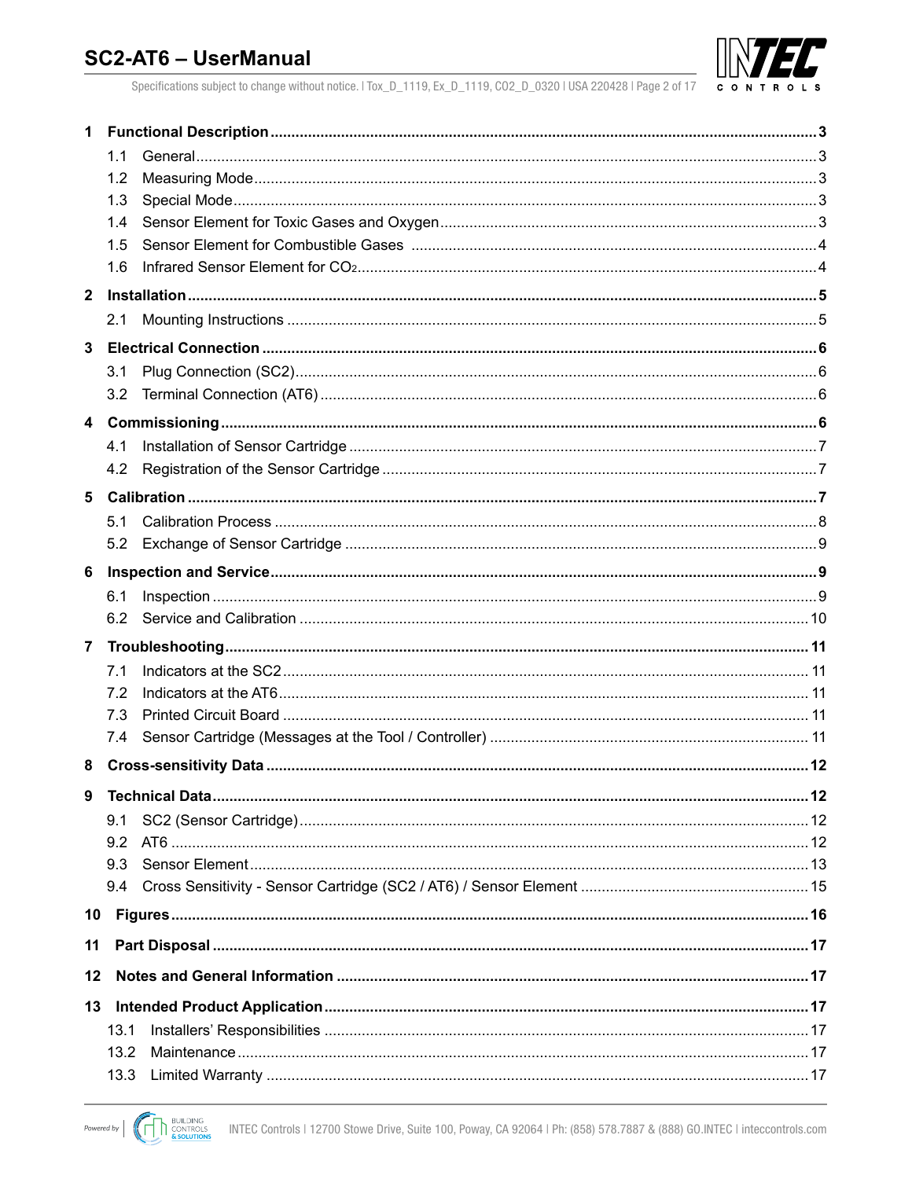1 **Functional Description** ... 3
- 1.1 General ... 3
- 1.2 Measuring Mode ... 3
- 1.3 Special Mode ... 3
- 1.4 Sensor Element for Toxic Gases and Oxygen ... 3
- 1.5 Sensor Element for Combustible Gases ... 4
- 1.6 Infrared Sensor Element for $CO_2$ ... 4

2 **Installation** ... 5
- 2.1 Mounting Instructions ... 5

3 **Electrical Connection** ... 6
- 3.1 Plug Connection (SC2) ... 6
- 3.2 Terminal Connection (AT6) ... 6

4 **Commissioning** ... 6
- 4.1 Installation of Sensor Cartridge ... 7
- 4.2 Registration of the Sensor Cartridge ... 7

5 **Calibration** ... 7
- 5.1 Calibration Process ... 8
- 5.2 Exchange of Sensor Cartridge ... 9

6 **Inspection and Service** ... 9
- 6.1 Inspection ... 9
- 6.2 Service and Calibration ... 10

7 **Troubleshooting** ... 11
- 7.1 Indicators at the SC2 ... 11
- 7.2 Indicators at the AT6 ... 11
- 7.3 Printed Circuit Board ... 11
- 7.4 Sensor Cartridge (Messages at the Tool / Controller) ... 11

8 **Cross-sensitivity Data** ... 12

9 **Technical Data** ... 12
- 9.1 SC2 (Sensor Cartridge) ... 12
- 9.2 AT6 ... 12
- 9.3 Sensor Element ... 13
- 9.4 Cross Sensitivity - Sensor Cartridge (SC2 / AT6) / Sensor Element ... 15

10 **Figures** ... 16

11 **Part Disposal** ... 17

12 **Notes and General Information** ... 17

13 **Intended Product Application** ... 17
- 13.1 Installers' Responsibilities ... 17
- 13.2 Maintenance ... 17
- 13.3 Limited Warranty ... 17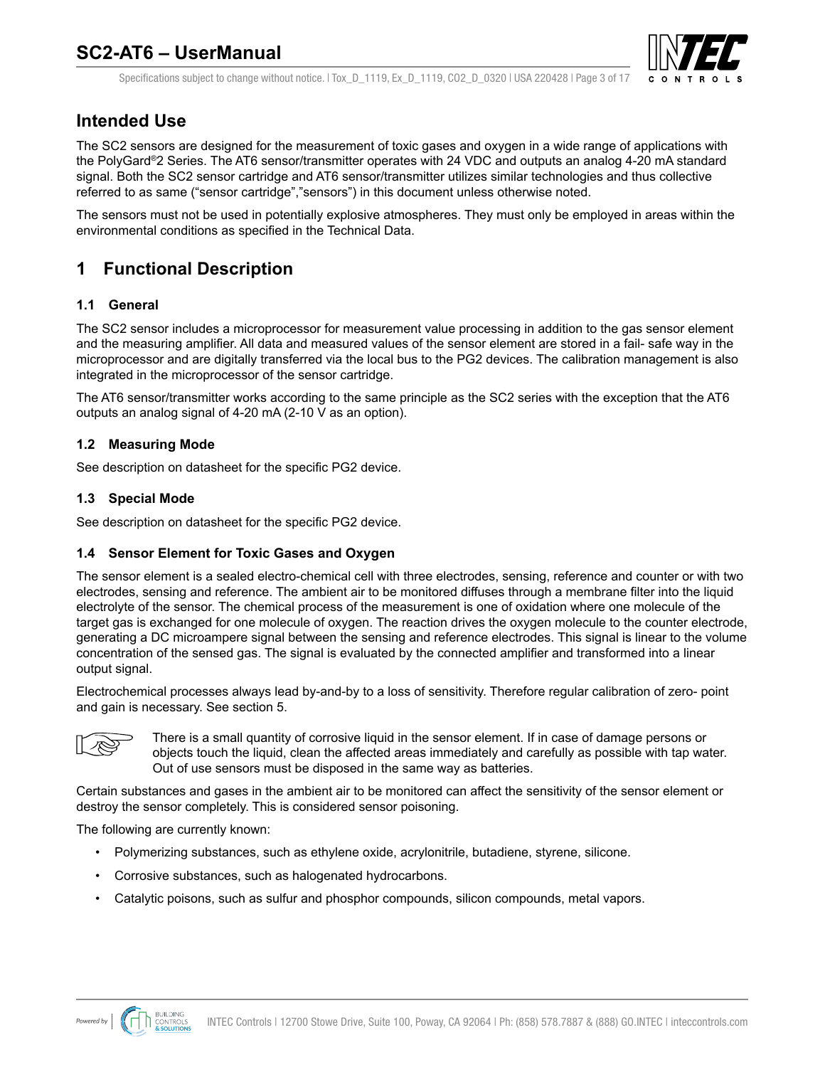## Intended Use

The SC2 sensors are designed for the measurement of toxic gases and oxygen in a wide range of applications with the PolyGard®2 Series. The AT6 sensor/transmitter operates with 24 VDC and outputs an analog 4-20 mA standard signal. Both the SC2 sensor cartridge and AT6 sensor/transmitter utilizes similar technologies and thus collective referred to as same ("sensor cartridge","sensors") in this document unless otherwise noted.

The sensors must not be used in potentially explosive atmospheres. They must only be employed in areas within the environmental conditions as specified in the Technical Data.

# 1 Functional Description

### 1.1 General

The SC2 sensor includes a microprocessor for measurement value processing in addition to the gas sensor element and the measuring amplifier. All data and measured values of the sensor element are stored in a fail- safe way in the microprocessor and are digitally transferred via the local bus to the PG2 devices. The calibration management is also integrated in the microprocessor of the sensor cartridge.

The AT6 sensor/transmitter works according to the same principle as the SC2 series with the exception that the AT6 outputs an analog signal of 4-20 mA (2-10 V as an option).

### 1.2 Measuring Mode

See description on datasheet for the specific PG2 device.

### 1.3 Special Mode

See description on datasheet for the specific PG2 device.

### 1.4 Sensor Element for Toxic Gases and Oxygen

The sensor element is a sealed electro-chemical cell with three electrodes, sensing, reference and counter or with two electrodes, sensing and reference. The ambient air to be monitored diffuses through a membrane filter into the liquid electrolyte of the sensor. The chemical process of the measurement is one of oxidation where one molecule of the target gas is exchanged for one molecule of oxygen. The reaction drives the oxygen molecule to the counter electrode, generating a DC microampere signal between the sensing and reference electrodes. This signal is linear to the volume concentration of the sensed gas. The signal is evaluated by the connected amplifier and transformed into a linear output signal.

Electrochemical processes always lead by-and-by to a loss of sensitivity. Therefore regular calibration of zero- point and gain is necessary. See section 5.

There is a small quantity of corrosive liquid in the sensor element. If in case of damage persons or objects touch the liquid, clean the affected areas immediately and carefully as possible with tap water. Out of use sensors must be disposed in the same way as batteries.

Certain substances and gases in the ambient air to be monitored can affect the sensitivity of the sensor element or destroy the sensor completely. This is considered sensor poisoning.

The following are currently known:

- Polymerizing substances, such as ethylene oxide, acrylonitrile, butadiene, styrene, silicone.
- Corrosive substances, such as halogenated hydrocarbons.
- Catalytic poisons, such as sulfur and phosphor compounds, silicon compounds, metal vapors.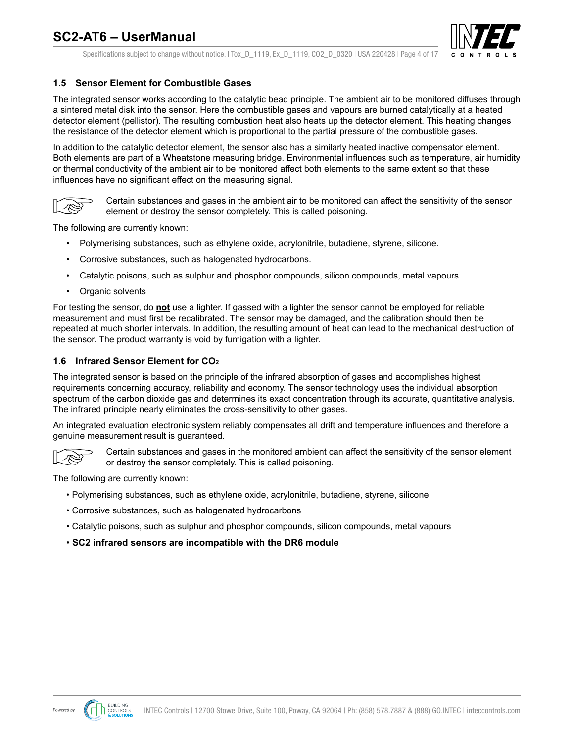### 1.5 Sensor Element for Combustible Gases

The integrated sensor works according to the catalytic bead principle. The ambient air to be monitored diffuses through a sintered metal disk into the sensor. Here the combustible gases and vapours are burned catalytically at a heated detector element (pellistor). The resulting combustion heat also heats up the detector element. This heating changes the resistance of the detector element which is proportional to the partial pressure of the combustible gases.

In addition to the catalytic detector element, the sensor also has a similarly heated inactive compensator element. Both elements are part of a Wheatstone measuring bridge. Environmental influences such as temperature, air humidity or thermal conductivity of the ambient air to be monitored affect both elements to the same extent so that these influences have no significant effect on the measuring signal.

Certain substances and gases in the ambient air to be monitored can affect the sensitivity of the sensor element or destroy the sensor completely. This is called poisoning.

The following are currently known:

- Polymerising substances, such as ethylene oxide, acrylonitrile, butadiene, styrene, silicone.
- Corrosive substances, such as halogenated hydrocarbons.
- Catalytic poisons, such as sulphur and phosphor compounds, silicon compounds, metal vapours.
- Organic solvents

For testing the sensor, do **not** use a lighter. If gassed with a lighter the sensor cannot be employed for reliable measurement and must first be recalibrated. The sensor may be damaged, and the calibration should then be repeated at much shorter intervals. In addition, the resulting amount of heat can lead to the mechanical destruction of the sensor. The product warranty is void by fumigation with a lighter.

### 1.6 Infrared Sensor Element for $CO_2$

The integrated sensor is based on the principle of the infrared absorption of gases and accomplishes highest requirements concerning accuracy, reliability and economy. The sensor technology uses the individual absorption spectrum of the carbon dioxide gas and determines its exact concentration through its accurate, quantitative analysis. The infrared principle nearly eliminates the cross-sensitivity to other gases.

An integrated evaluation electronic system reliably compensates all drift and temperature influences and therefore a genuine measurement result is guaranteed.

Certain substances and gases in the monitored ambient can affect the sensitivity of the sensor element or destroy the sensor completely. This is called poisoning.

The following are currently known:

- Polymerising substances, such as ethylene oxide, acrylonitrile, butadiene, styrene, silicone
- Corrosive substances, such as halogenated hydrocarbons
- Catalytic poisons, such as sulphur and phosphor compounds, silicon compounds, metal vapours
- **SC2 infrared sensors are incompatible with the DR6 module**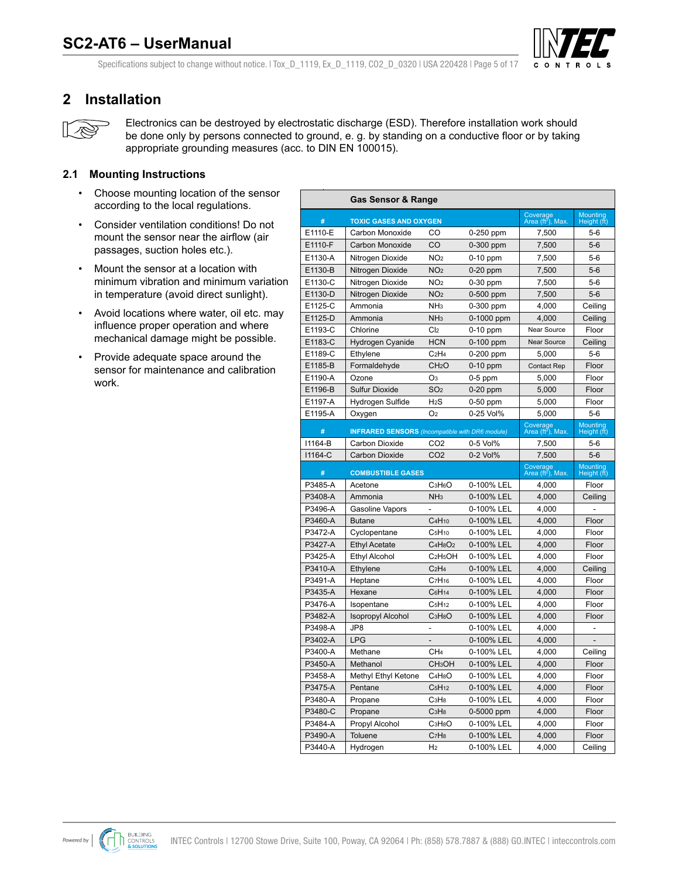# 2 Installation

Electronics can be destroyed by electrostatic discharge (ESD). Therefore installation work should be done only by persons connected to ground, e. g. by standing on a conductive floor or by taking appropriate grounding measures (acc. to DIN EN 100015).

## 2.1 Mounting Instructions

- Choose mounting location of the sensor according to the local regulations.
- Consider ventilation conditions! Do not mount the sensor near the airflow (air passages, suction holes etc.).
- Mount the sensor at a location with minimum vibration and minimum variation in temperature (avoid direct sunlight).
- Avoid locations where water, oil etc. may influence proper operation and where mechanical damage might be possible.
- Provide adequate space around the sensor for maintenance and calibration work.

| Gas Sensor & Range | | | | | |
|---|---|---|---|---|---|
| # | TOXIC GASES AND OXYGEN | | | Coverage Area (ft²), Max. | Mounting Height (ft) |
| E1110-E | Carbon Monoxide | CO | 0-250 ppm | 7,500 | 5-6 |
| E1110-F | Carbon Monoxide | CO | 0-300 ppm | 7,500 | 5-6 |
| E1130-A | Nitrogen Dioxide | $NO_2$ | 0-10 ppm | 7,500 | 5-6 |
| E1130-B | Nitrogen Dioxide | $NO_2$ | 0-20 ppm | 7,500 | 5-6 |
| E1130-C | Nitrogen Dioxide | $NO_2$ | 0-30 ppm | 7,500 | 5-6 |
| E1130-D | Nitrogen Dioxide | $NO_2$ | 0-500 ppm | 7,500 | 5-6 |
| E1125-C | Ammonia | $NH_3$ | 0-300 ppm | 4,000 | Ceiling |
| E1125-D | Ammonia | $NH_3$ | 0-1000 ppm | 4,000 | Ceiling |
| E1193-C | Chlorine | $Cl_2$ | 0-10 ppm | Near Source | Floor |
| E1183-C | Hydrogen Cyanide | HCN | 0-100 ppm | Near Source | Ceiling |
| E1189-C | Ethylene | $C_2H_4$ | 0-200 ppm | 5,000 | 5-6 |
| E1185-B | Formaldehyde | $CH_2O$ | 0-10 ppm | Contact Rep | Floor |
| E1190-A | Ozone | $O_3$ | 0-5 ppm | 5,000 | Floor |
| E1196-B | Sulfur Dioxide | $SO_2$ | 0-20 ppm | 5,000 | Floor |
| E1197-A | Hydrogen Sulfide | $H_2S$ | 0-50 ppm | 5,000 | Floor |
| E1195-A | Oxygen | $O_2$ | 0-25 Vol% | 5,000 | 5-6 |
| # | INFRARED SENSORS *(Incompatible with DR6 module)* | | | Coverage Area (ft²), Max. | Mounting Height (ft) |
| I1164-B | Carbon Dioxide | CO2 | 0-5 Vol% | 7,500 | 5-6 |
| I1164-C | Carbon Dioxide | CO2 | 0-2 Vol% | 7,500 | 5-6 |
| # | COMBUSTIBLE GASES | | | Coverage Area (ft²), Max. | Mounting Height (ft) |
| P3485-A | Acetone | $C_3H_6O$ | 0-100% LEL | 4,000 | Floor |
| P3408-A | Ammonia | $NH_3$ | 0-100% LEL | 4,000 | Ceiling |
| P3496-A | Gasoline Vapors | - | 0-100% LEL | 4,000 | - |
| P3460-A | Butane | $C_4H_{10}$ | 0-100% LEL | 4,000 | Floor |
| P3472-A | Cyclopentane | $C_5H_{10}$ | 0-100% LEL | 4,000 | Floor |
| P3427-A | Ethyl Acetate | $C_4H_8O_2$ | 0-100% LEL | 4,000 | Floor |
| P3425-A | Ethyl Alcohol | $C_2H_5OH$ | 0-100% LEL | 4,000 | Floor |
| P3410-A | Ethylene | $C_2H_4$ | 0-100% LEL | 4,000 | Ceiling |
| P3491-A | Heptane | $C_7H_{16}$ | 0-100% LEL | 4,000 | Floor |
| P3435-A | Hexane | $C_6H_{14}$ | 0-100% LEL | 4,000 | Floor |
| P3476-A | Isopentane | $C_5H_{12}$ | 0-100% LEL | 4,000 | Floor |
| P3482-A | Isopropyl Alcohol | $C_3H_8O$ | 0-100% LEL | 4,000 | Floor |
| P3498-A | JP8 | - | 0-100% LEL | 4,000 | - |
| P3402-A | LPG | - | 0-100% LEL | 4,000 | - |
| P3400-A | Methane | $CH_4$ | 0-100% LEL | 4,000 | Ceiling |
| P3450-A | Methanol | $CH_3OH$ | 0-100% LEL | 4,000 | Floor |
| P3458-A | Methyl Ethyl Ketone | $C_4H_8O$ | 0-100% LEL | 4,000 | Floor |
| P3475-A | Pentane | $C_5H_{12}$ | 0-100% LEL | 4,000 | Floor |
| P3480-A | Propane | $C_3H_8$ | 0-100% LEL | 4,000 | Floor |
| P3480-C | Propane | $C_3H_8$ | 0-5000 ppm | 4,000 | Floor |
| P3484-A | Propyl Alcohol | $C_3H_8O$ | 0-100% LEL | 4,000 | Floor |
| P3490-A | Toluene | $C_7H_8$ | 0-100% LEL | 4,000 | Floor |
| P3440-A | Hydrogen | $H_2$ | 0-100% LEL | 4,000 | Ceiling |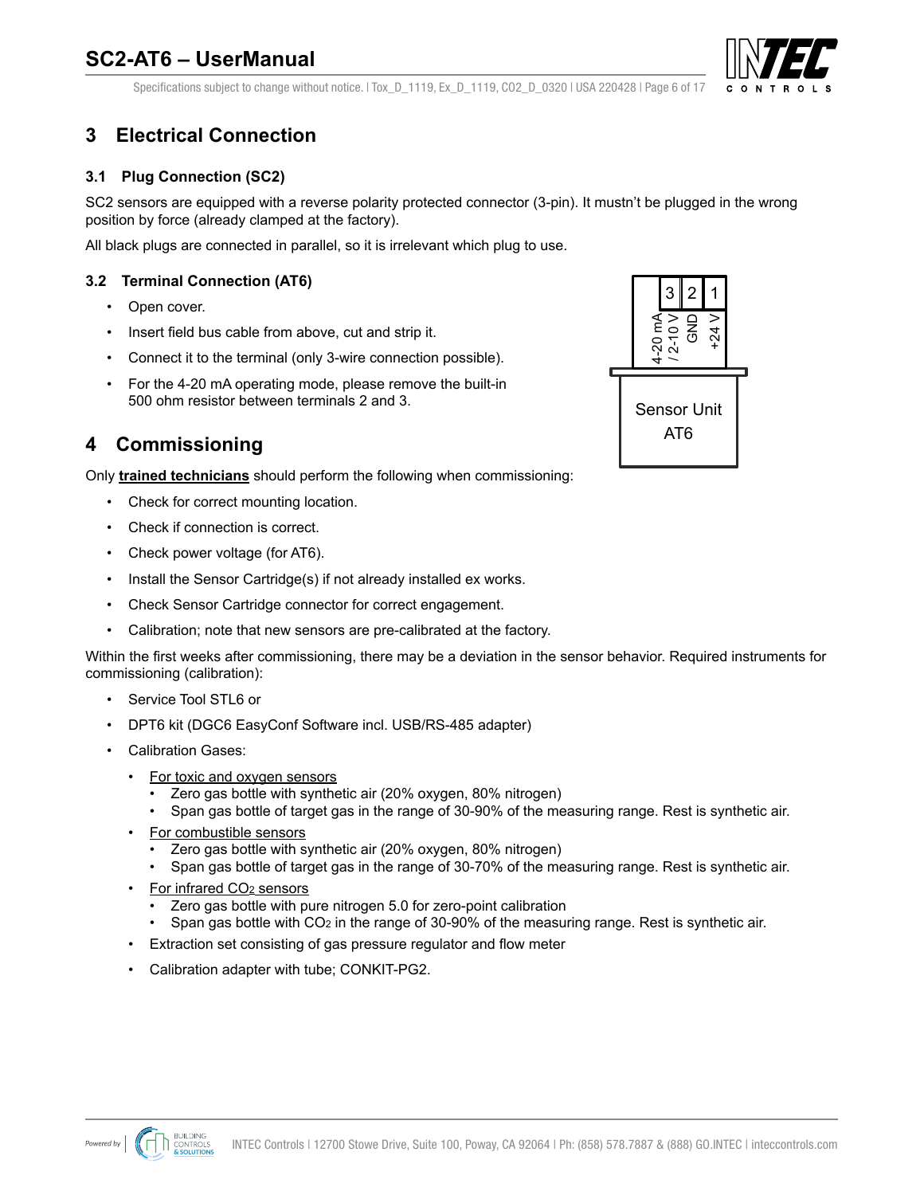# 3 Electrical Connection

## 3.1 Plug Connection (SC2)

SC2 sensors are equipped with a reverse polarity protected connector (3-pin). It mustn't be plugged in the wrong position by force (already clamped at the factory).

All black plugs are connected in parallel, so it is irrelevant which plug to use.

## 3.2 Terminal Connection (AT6)

- Open cover.
- Insert field bus cable from above, cut and strip it.
- Connect it to the terminal (only 3-wire connection possible).
- For the 4-20 mA operating mode, please remove the built-in 500 ohm resistor between terminals 2 and 3.

| 3 | 2 | 1 |
|---|---|---|
| 4-20 mA / 2-10 V | GND | +24 V |

Sensor Unit AT6

# 4 Commissioning

Only **trained technicians** should perform the following when commissioning:

- Check for correct mounting location.
- Check if connection is correct.
- Check power voltage (for AT6).
- Install the Sensor Cartridge(s) if not already installed ex works.
- Check Sensor Cartridge connector for correct engagement.
- Calibration; note that new sensors are pre-calibrated at the factory.

Within the first weeks after commissioning, there may be a deviation in the sensor behavior. Required instruments for commissioning (calibration):

- Service Tool STL6 or
- DPT6 kit (DGC6 EasyConf Software incl. USB/RS-485 adapter)
- Calibration Gases:
  - For toxic and oxygen sensors
    - Zero gas bottle with synthetic air (20% oxygen, 80% nitrogen)
    - Span gas bottle of target gas in the range of 30-90% of the measuring range. Rest is synthetic air.
  - For combustible sensors
    - Zero gas bottle with synthetic air (20% oxygen, 80% nitrogen)
    - Span gas bottle of target gas in the range of 30-70% of the measuring range. Rest is synthetic air.
  - For infrared $CO_2$ sensors
    - Zero gas bottle with pure nitrogen 5.0 for zero-point calibration
    - Span gas bottle with $CO_2$ in the range of 30-90% of the measuring range. Rest is synthetic air.
  - Extraction set consisting of gas pressure regulator and flow meter
  - Calibration adapter with tube; CONKIT-PG2.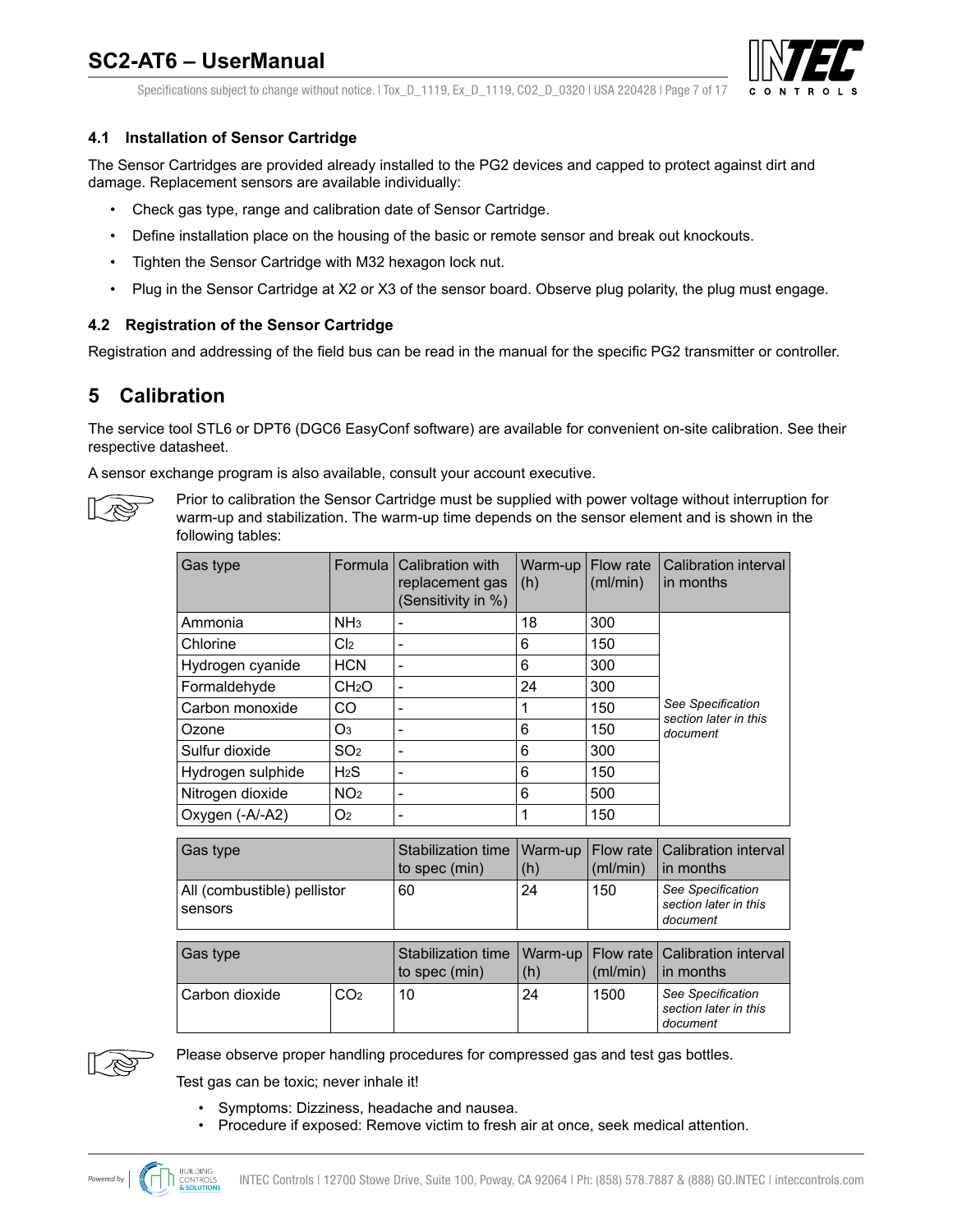### 4.1 Installation of Sensor Cartridge

The Sensor Cartridges are provided already installed to the PG2 devices and capped to protect against dirt and damage. Replacement sensors are available individually:

- Check gas type, range and calibration date of Sensor Cartridge.
- Define installation place on the housing of the basic or remote sensor and break out knockouts.
- Tighten the Sensor Cartridge with M32 hexagon lock nut.
- Plug in the Sensor Cartridge at X2 or X3 of the sensor board. Observe plug polarity, the plug must engage.

### 4.2 Registration of the Sensor Cartridge

Registration and addressing of the field bus can be read in the manual for the specific PG2 transmitter or controller.

## 5 Calibration

The service tool STL6 or DPT6 (DGC6 EasyConf software) are available for convenient on-site calibration. See their respective datasheet.

A sensor exchange program is also available, consult your account executive.

Prior to calibration the Sensor Cartridge must be supplied with power voltage without interruption for warm-up and stabilization. The warm-up time depends on the sensor element and is shown in the following tables:

| Gas type | Formula | Calibration with replacement gas (Sensitivity in %) | Warm-up (h) | Flow rate (ml/min) | Calibration interval in months |
|---|---|---|---|---|---|
| Ammonia | $NH_3$ | - | 18 | 300 | *See Specification section later in this document* |
| Chlorine | $Cl_2$ | - | 6 | 150 | |
| Hydrogen cyanide | HCN | - | 6 | 300 | |
| Formaldehyde | $CH_2O$ | - | 24 | 300 | |
| Carbon monoxide | CO | - | 1 | 150 | |
| Ozone | $O_3$ | - | 6 | 150 | |
| Sulfur dioxide | $SO_2$ | - | 6 | 300 | |
| Hydrogen sulphide | $H_2S$ | - | 6 | 150 | |
| Nitrogen dioxide | $NO_2$ | - | 6 | 500 | |
| Oxygen (-A/-A2) | $O_2$ | - | 1 | 150 | |

| Gas type | Stabilization time to spec (min) | Warm-up (h) | Flow rate (ml/min) | Calibration interval in months |
|---|---|---|---|---|
| All (combustible) pellistor sensors | 60 | 24 | 150 | *See Specification section later in this document* |

| Gas type | | Stabilization time to spec (min) | Warm-up (h) | Flow rate (ml/min) | Calibration interval in months |
|---|---|---|---|---|---|
| Carbon dioxide | $CO_2$ | 10 | 24 | 1500 | *See Specification section later in this document* |

Please observe proper handling procedures for compressed gas and test gas bottles.

Test gas can be toxic; never inhale it!

- Symptoms: Dizziness, headache and nausea.
- Procedure if exposed: Remove victim to fresh air at once, seek medical attention.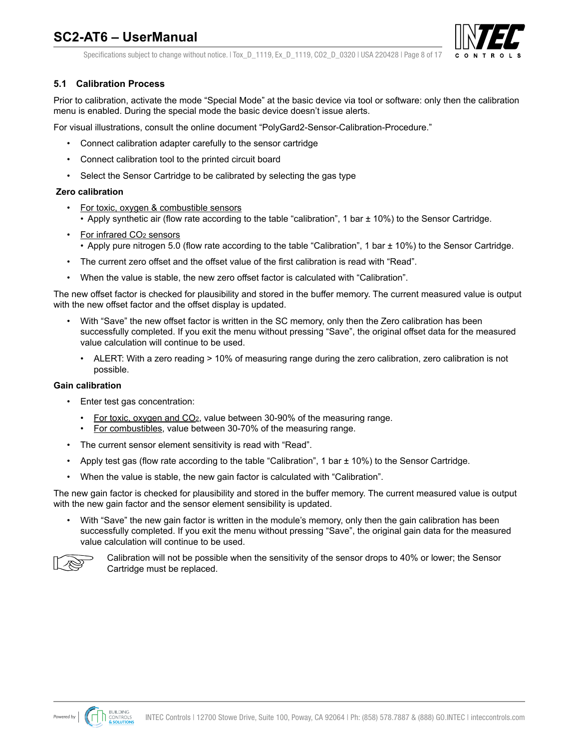## 5.1 Calibration Process

Prior to calibration, activate the mode "Special Mode" at the basic device via tool or software: only then the calibration menu is enabled. During the special mode the basic device doesn't issue alerts.

For visual illustrations, consult the online document "PolyGard2-Sensor-Calibration-Procedure."

- Connect calibration adapter carefully to the sensor cartridge
- Connect calibration tool to the printed circuit board
- Select the Sensor Cartridge to be calibrated by selecting the gas type

**Zero calibration**

- For toxic, oxygen & combustible sensors
  - Apply synthetic air (flow rate according to the table "calibration", 1 bar ± 10%) to the Sensor Cartridge.
- For infrared $CO_2$ sensors
  - Apply pure nitrogen 5.0 (flow rate according to the table "Calibration", 1 bar ± 10%) to the Sensor Cartridge.
- The current zero offset and the offset value of the first calibration is read with "Read".
- When the value is stable, the new zero offset factor is calculated with "Calibration".

The new offset factor is checked for plausibility and stored in the buffer memory. The current measured value is output with the new offset factor and the offset display is updated.

- With "Save" the new offset factor is written in the SC memory, only then the Zero calibration has been successfully completed. If you exit the menu without pressing "Save", the original offset data for the measured value calculation will continue to be used.
  - ALERT: With a zero reading > 10% of measuring range during the zero calibration, zero calibration is not possible.

**Gain calibration**

- Enter test gas concentration:
  - For toxic, oxygen and $CO_2$, value between 30-90% of the measuring range.
  - For combustibles, value between 30-70% of the measuring range.
- The current sensor element sensitivity is read with "Read".
- Apply test gas (flow rate according to the table "Calibration", 1 bar ± 10%) to the Sensor Cartridge.
- When the value is stable, the new gain factor is calculated with "Calibration".

The new gain factor is checked for plausibility and stored in the buffer memory. The current measured value is output with the new gain factor and the sensor element sensibility is updated.

- With "Save" the new gain factor is written in the module's memory, only then the gain calibration has been successfully completed. If you exit the menu without pressing "Save", the original gain data for the measured value calculation will continue to be used.

Calibration will not be possible when the sensitivity of the sensor drops to 40% or lower; the Sensor Cartridge must be replaced.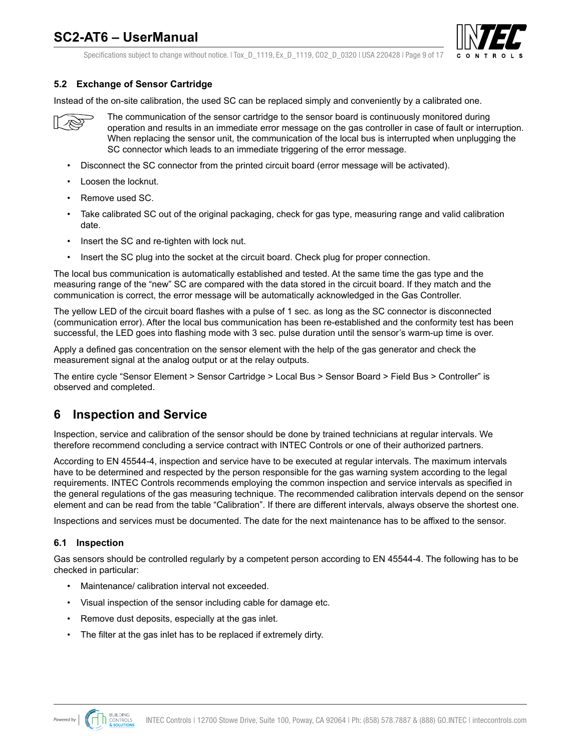### 5.2 Exchange of Sensor Cartridge

Instead of the on-site calibration, the used SC can be replaced simply and conveniently by a calibrated one.

The communication of the sensor cartridge to the sensor board is continuously monitored during operation and results in an immediate error message on the gas controller in case of fault or interruption. When replacing the sensor unit, the communication of the local bus is interrupted when unplugging the SC connector which leads to an immediate triggering of the error message.

- Disconnect the SC connector from the printed circuit board (error message will be activated).
- Loosen the locknut.
- Remove used SC.
- Take calibrated SC out of the original packaging, check for gas type, measuring range and valid calibration date.
- Insert the SC and re-tighten with lock nut.
- Insert the SC plug into the socket at the circuit board. Check plug for proper connection.

The local bus communication is automatically established and tested. At the same time the gas type and the measuring range of the "new" SC are compared with the data stored in the circuit board. If they match and the communication is correct, the error message will be automatically acknowledged in the Gas Controller.

The yellow LED of the circuit board flashes with a pulse of 1 sec. as long as the SC connector is disconnected (communication error). After the local bus communication has been re-established and the conformity test has been successful, the LED goes into flashing mode with 3 sec. pulse duration until the sensor's warm-up time is over.

Apply a defined gas concentration on the sensor element with the help of the gas generator and check the measurement signal at the analog output or at the relay outputs.

The entire cycle "Sensor Element > Sensor Cartridge > Local Bus > Sensor Board > Field Bus > Controller" is observed and completed.

## 6 Inspection and Service

Inspection, service and calibration of the sensor should be done by trained technicians at regular intervals. We therefore recommend concluding a service contract with INTEC Controls or one of their authorized partners.

According to EN 45544-4, inspection and service have to be executed at regular intervals. The maximum intervals have to be determined and respected by the person responsible for the gas warning system according to the legal requirements. INTEC Controls recommends employing the common inspection and service intervals as specified in the general regulations of the gas measuring technique. The recommended calibration intervals depend on the sensor element and can be read from the table "Calibration". If there are different intervals, always observe the shortest one.

Inspections and services must be documented. The date for the next maintenance has to be affixed to the sensor.

### 6.1 Inspection

Gas sensors should be controlled regularly by a competent person according to EN 45544-4. The following has to be checked in particular:

- Maintenance/ calibration interval not exceeded.
- Visual inspection of the sensor including cable for damage etc.
- Remove dust deposits, especially at the gas inlet.
- The filter at the gas inlet has to be replaced if extremely dirty.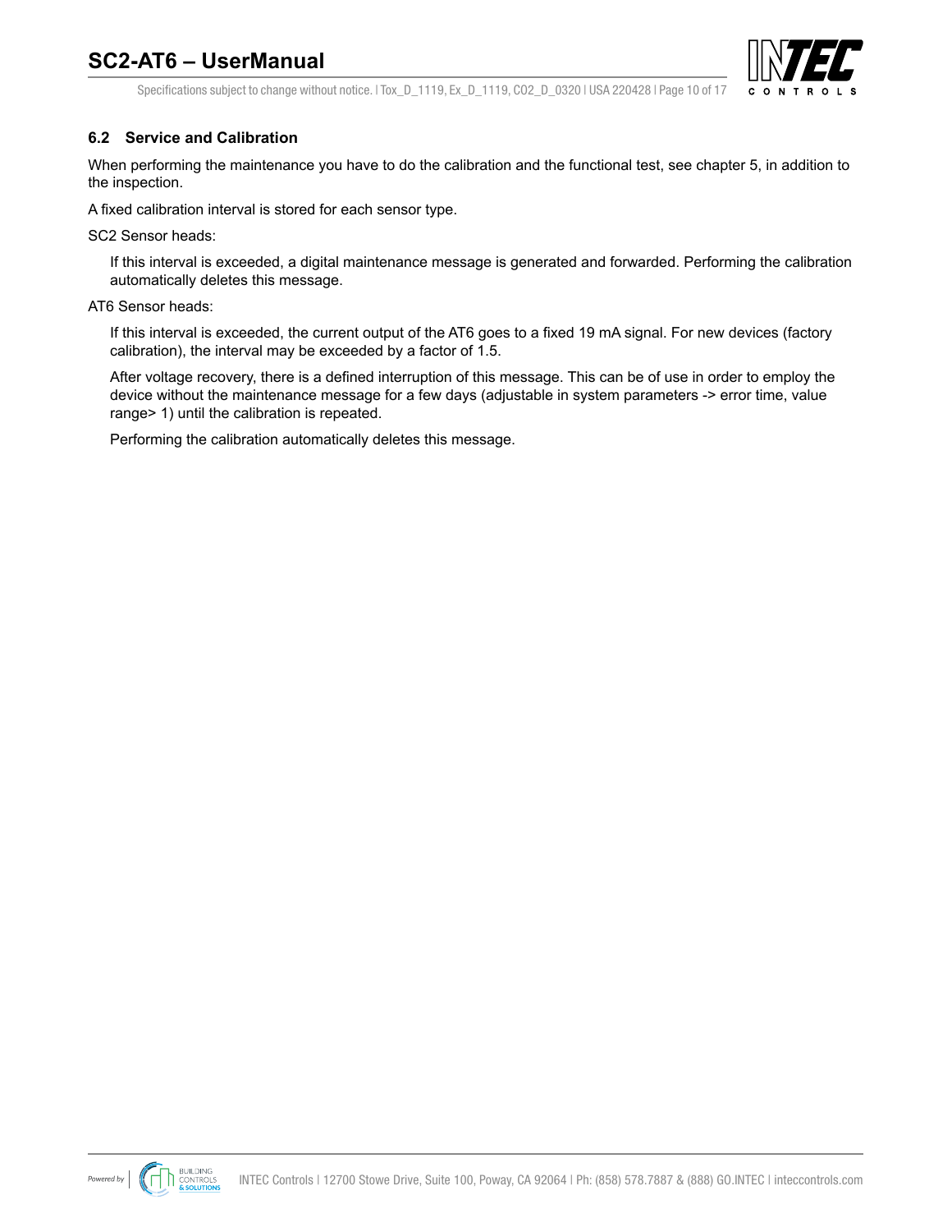### 6.2 Service and Calibration

When performing the maintenance you have to do the calibration and the functional test, see chapter 5, in addition to the inspection.

A fixed calibration interval is stored for each sensor type.

SC2 Sensor heads:

> If this interval is exceeded, a digital maintenance message is generated and forwarded. Performing the calibration automatically deletes this message.

AT6 Sensor heads:

> If this interval is exceeded, the current output of the AT6 goes to a fixed 19 mA signal. For new devices (factory calibration), the interval may be exceeded by a factor of 1.5.
>
> After voltage recovery, there is a defined interruption of this message. This can be of use in order to employ the device without the maintenance message for a few days (adjustable in system parameters -> error time, value range> 1) until the calibration is repeated.
>
> Performing the calibration automatically deletes this message.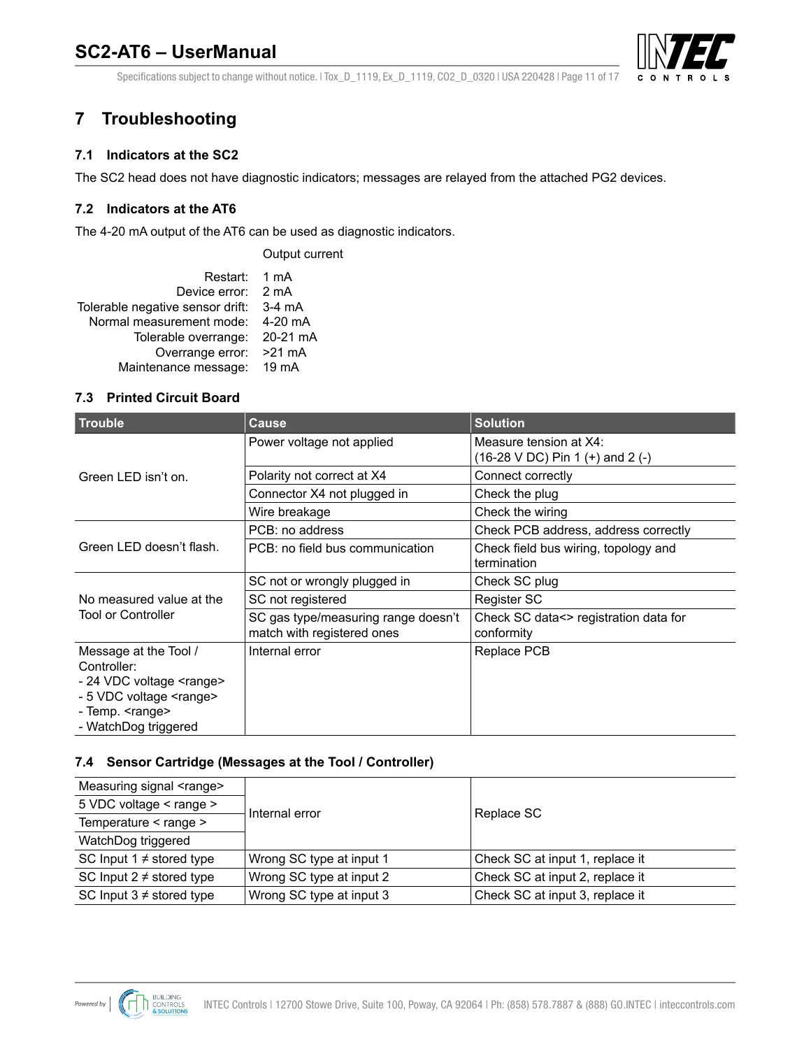# 7 Troubleshooting

## 7.1 Indicators at the SC2

The SC2 head does not have diagnostic indicators; messages are relayed from the attached PG2 devices.

## 7.2 Indicators at the AT6

The 4-20 mA output of the AT6 can be used as diagnostic indicators.

| | Output current |
|---|---|
| Restart: | 1 mA |
| Device error: | 2 mA |
| Tolerable negative sensor drift: | 3-4 mA |
| Normal measurement mode: | 4-20 mA |
| Tolerable overrange: | 20-21 mA |
| Overrange error: | >21 mA |
| Maintenance message: | 19 mA |

## 7.3 Printed Circuit Board

| Trouble | Cause | Solution |
|---|---|---|
| Green LED isn't on. | Power voltage not applied | Measure tension at X4: (16-28 V DC) Pin 1 (+) and 2 (-) |
| | Polarity not correct at X4 | Connect correctly |
| | Connector X4 not plugged in | Check the plug |
| | Wire breakage | Check the wiring |
| Green LED doesn't flash. | PCB: no address | Check PCB address, address correctly |
| | PCB: no field bus communication | Check field bus wiring, topology and termination |
| No measured value at the Tool or Controller | SC not or wrongly plugged in | Check SC plug |
| | SC not registered | Register SC |
| | SC gas type/measuring range doesn't match with registered ones | Check SC data<> registration data for conformity |
| Message at the Tool / Controller:<br>- 24 VDC voltage <range><br>- 5 VDC voltage <range><br>- Temp. <range><br>- WatchDog triggered | Internal error | Replace PCB |

## 7.4 Sensor Cartridge (Messages at the Tool / Controller)

| | | |
|---|---|---|
| Measuring signal <range> | Internal error | Replace SC |
| 5 VDC voltage < range > | | |
| Temperature < range > | | |
| WatchDog triggered | | |
| SC Input 1 ≠ stored type | Wrong SC type at input 1 | Check SC at input 1, replace it |
| SC Input 2 ≠ stored type | Wrong SC type at input 2 | Check SC at input 2, replace it |
| SC Input 3 ≠ stored type | Wrong SC type at input 3 | Check SC at input 3, replace it |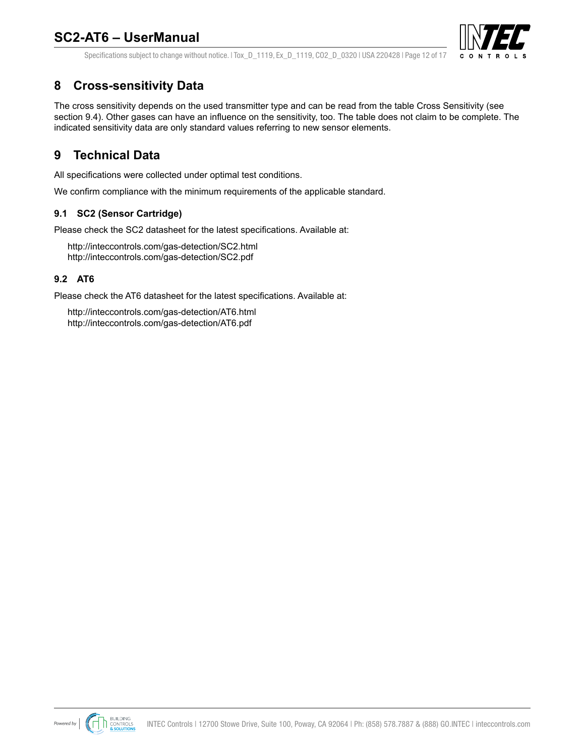## 8 Cross-sensitivity Data

The cross sensitivity depends on the used transmitter type and can be read from the table Cross Sensitivity (see section 9.4). Other gases can have an influence on the sensitivity, too. The table does not claim to be complete. The indicated sensitivity data are only standard values referring to new sensor elements.

## 9 Technical Data

All specifications were collected under optimal test conditions.

We confirm compliance with the minimum requirements of the applicable standard.

### 9.1 SC2 (Sensor Cartridge)

Please check the SC2 datasheet for the latest specifications. Available at:

http://inteccontrols.com/gas-detection/SC2.html
http://inteccontrols.com/gas-detection/SC2.pdf

### 9.2 AT6

Please check the AT6 datasheet for the latest specifications. Available at:

http://inteccontrols.com/gas-detection/AT6.html
http://inteccontrols.com/gas-detection/AT6.pdf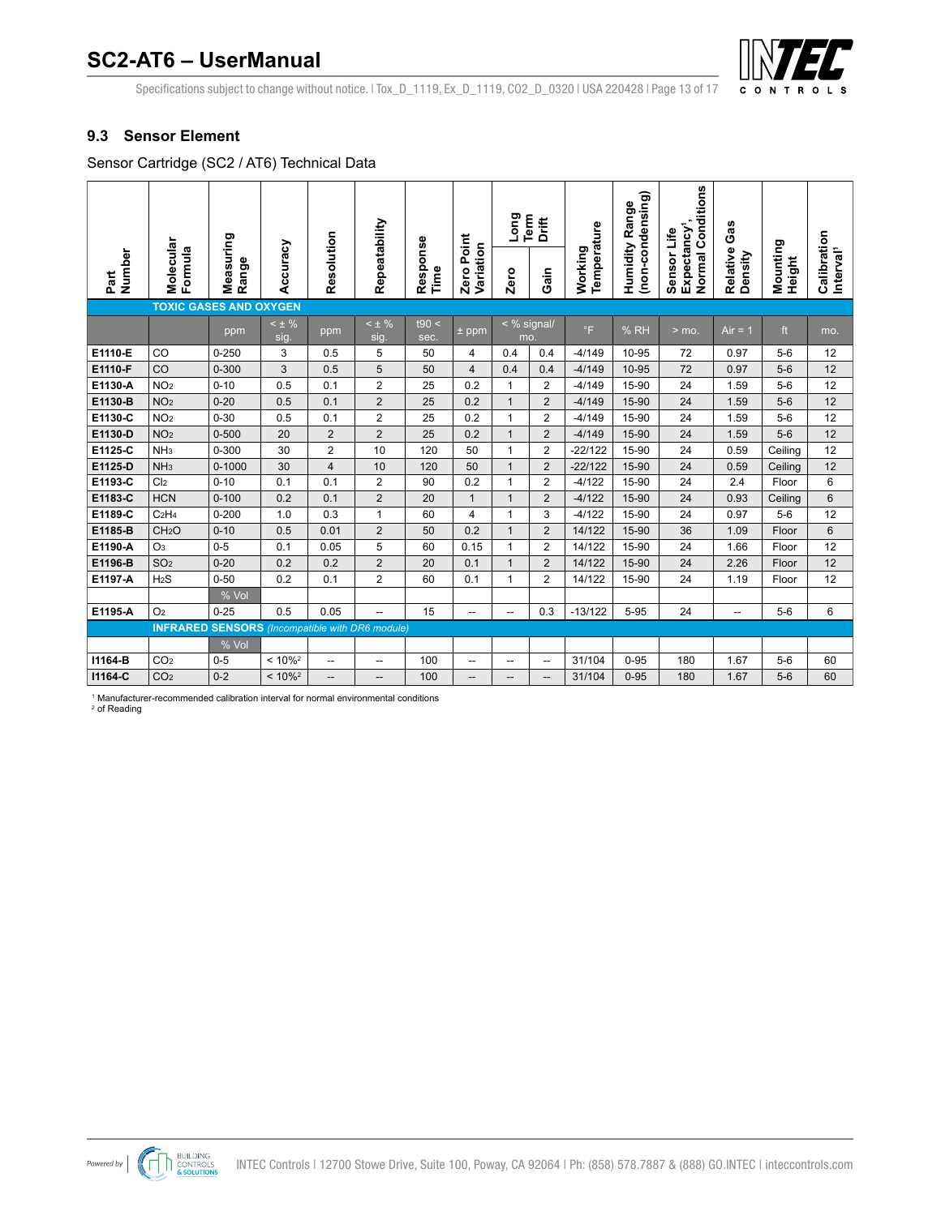### 9.3 Sensor Element

Sensor Cartridge (SC2 / AT6) Technical Data

| Part Number | Molecular Formula | Measuring Range | Accuracy | Resolution | Repeatability | Response Time | Zero Point Variation | Long Term Drift | | Working Temperature | Humidity Range (non-condensing) | Sensor Life Expectancy[1], Normal Conditions | Relative Gas Density | Mounting Height | Calibration Interval[1] |
|---|---|---|---|---|---|---|---|---|---|---|---|---|---|---|---|
| | | | | | | | | Zero | Gain | | | | | | |
| **TOXIC GASES AND OXYGEN** | | | | | | | | | | | | | | | |
| | | ppm | < ± % sig. | ppm | < ± % sig. | t90 < sec. | ± ppm | < % signal/ mo. | | °F | % RH | > mo. | Air = 1 | ft | mo. |
| **E1110-E** | CO | 0-250 | 3 | 0.5 | 5 | 50 | 4 | 0.4 | 0.4 | -4/149 | 10-95 | 72 | 0.97 | 5-6 | 12 |
| **E1110-F** | CO | 0-300 | 3 | 0.5 | 5 | 50 | 4 | 0.4 | 0.4 | -4/149 | 10-95 | 72 | 0.97 | 5-6 | 12 |
| **E1130-A** | $NO_2$ | 0-10 | 0.5 | 0.1 | 2 | 25 | 0.2 | 1 | 2 | -4/149 | 15-90 | 24 | 1.59 | 5-6 | 12 |
| **E1130-B** | $NO_2$ | 0-20 | 0.5 | 0.1 | 2 | 25 | 0.2 | 1 | 2 | -4/149 | 15-90 | 24 | 1.59 | 5-6 | 12 |
| **E1130-C** | $NO_2$ | 0-30 | 0.5 | 0.1 | 2 | 25 | 0.2 | 1 | 2 | -4/149 | 15-90 | 24 | 1.59 | 5-6 | 12 |
| **E1130-D** | $NO_2$ | 0-500 | 20 | 2 | 2 | 25 | 0.2 | 1 | 2 | -4/149 | 15-90 | 24 | 1.59 | 5-6 | 12 |
| **E1125-C** | $NH_3$ | 0-300 | 30 | 2 | 10 | 120 | 50 | 1 | 2 | -22/122 | 15-90 | 24 | 0.59 | Ceiling | 12 |
| **E1125-D** | $NH_3$ | 0-1000 | 30 | 4 | 10 | 120 | 50 | 1 | 2 | -22/122 | 15-90 | 24 | 0.59 | Ceiling | 12 |
| **E1193-C** | $Cl_2$ | 0-10 | 0.1 | 0.1 | 2 | 90 | 0.2 | 1 | 2 | -4/122 | 15-90 | 24 | 2.4 | Floor | 6 |
| **E1183-C** | HCN | 0-100 | 0.2 | 0.1 | 2 | 20 | 1 | 1 | 2 | -4/122 | 15-90 | 24 | 0.93 | Ceiling | 6 |
| **E1189-C** | $C_2H_4$ | 0-200 | 1.0 | 0.3 | 1 | 60 | 4 | 1 | 3 | -4/122 | 15-90 | 24 | 0.97 | 5-6 | 12 |
| **E1185-B** | $CH_2O$ | 0-10 | 0.5 | 0.01 | 2 | 50 | 0.2 | 1 | 2 | 14/122 | 15-90 | 36 | 1.09 | Floor | 6 |
| **E1190-A** | $O_3$ | 0-5 | 0.1 | 0.05 | 5 | 60 | 0.15 | 1 | 2 | 14/122 | 15-90 | 24 | 1.66 | Floor | 12 |
| **E1196-B** | $SO_2$ | 0-20 | 0.2 | 0.2 | 2 | 20 | 0.1 | 1 | 2 | 14/122 | 15-90 | 24 | 2.26 | Floor | 12 |
| **E1197-A** | $H_2S$ | 0-50 | 0.2 | 0.1 | 2 | 60 | 0.1 | 1 | 2 | 14/122 | 15-90 | 24 | 1.19 | Floor | 12 |
| | | % Vol | | | | | | | | | | | | | |
| **E1195-A** | $O_2$ | 0-25 | 0.5 | 0.05 | -- | 15 | -- | -- | 0.3 | -13/122 | 5-95 | 24 | -- | 5-6 | 6 |
| **INFRARED SENSORS** *(Incompatible with DR6 module)* | | | | | | | | | | | | | | | |
| | | % Vol | | | | | | | | | | | | | |
| **I1164-B** | $CO_2$ | 0-5 | < 10%[2] | -- | -- | 100 | -- | -- | -- | 31/104 | 0-95 | 180 | 1.67 | 5-6 | 60 |
| **I1164-C** | $CO_2$ | 0-2 | < 10%[2] | -- | -- | 100 | -- | -- | -- | 31/104 | 0-95 | 180 | 1.67 | 5-6 | 60 |

[1] Manufacturer-recommended calibration interval for normal environmental conditions
[2] of Reading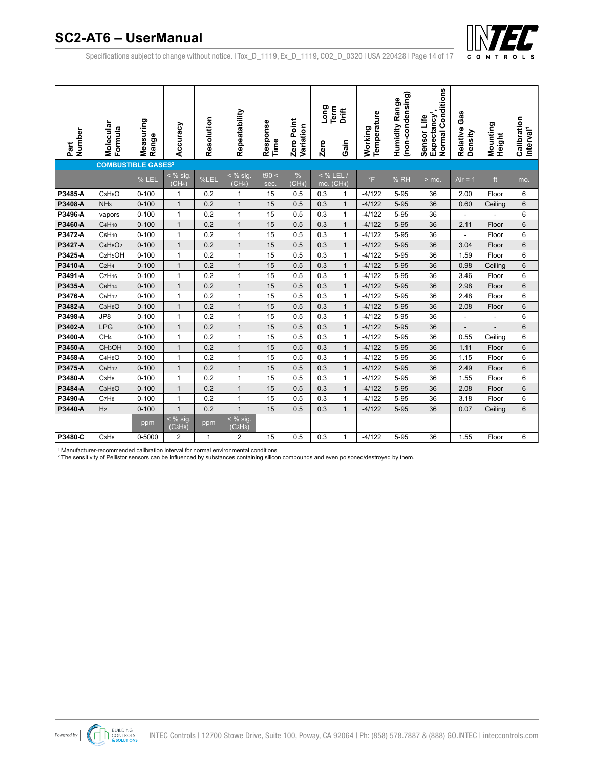| Part Number | Molecular Formula | Measuring Range | Accuracy | Resolution | Repeatability | Response Time | Zero Point Variation | Long Term Drift | | Working Temperature | Humidity Range (non-condensing) | Sensor Life Expectancy[1], Normal Conditions | Relative Gas Density | Mounting Height | Calibration Interval[1] |
|---|---|---|---|---|---|---|---|---|---|---|---|---|---|---|---|
| | | | | | | | | Zero | Gain | | | | | | |
| **COMBUSTIBLE GASES[2]** | | | | | | | | | | | | | | | |
| | | % LEL | < % sig. ($CH_4$) | %LEL | < % sig. ($CH_4$) | t90 < sec. | % ($CH_4$) | < % LEL / mo. ($CH_4$) | | °F | % RH | > mo. | Air = 1 | ft | mo. |
| **P3485-A** | $C_3H_6O$ | 0-100 | 1 | 0.2 | 1 | 15 | 0.5 | 0.3 | 1 | -4/122 | 5-95 | 36 | 2.00 | Floor | 6 |
| **P3408-A** | $NH_3$ | 0-100 | 1 | 0.2 | 1 | 15 | 0.5 | 0.3 | 1 | -4/122 | 5-95 | 36 | 0.60 | Ceiling | 6 |
| **P3496-A** | vapors | 0-100 | 1 | 0.2 | 1 | 15 | 0.5 | 0.3 | 1 | -4/122 | 5-95 | 36 | - | - | 6 |
| **P3460-A** | $C_4H_{10}$ | 0-100 | 1 | 0.2 | 1 | 15 | 0.5 | 0.3 | 1 | -4/122 | 5-95 | 36 | 2.11 | Floor | 6 |
| **P3472-A** | $C_5H_{10}$ | 0-100 | 1 | 0.2 | 1 | 15 | 0.5 | 0.3 | 1 | -4/122 | 5-95 | 36 | - | Floor | 6 |
| **P3427-A** | $C_4H_8O_2$ | 0-100 | 1 | 0.2 | 1 | 15 | 0.5 | 0.3 | 1 | -4/122 | 5-95 | 36 | 3.04 | Floor | 6 |
| **P3425-A** | $C_2H_5OH$ | 0-100 | 1 | 0.2 | 1 | 15 | 0.5 | 0.3 | 1 | -4/122 | 5-95 | 36 | 1.59 | Floor | 6 |
| **P3410-A** | $C_2H_4$ | 0-100 | 1 | 0.2 | 1 | 15 | 0.5 | 0.3 | 1 | -4/122 | 5-95 | 36 | 0.98 | Ceiling | 6 |
| **P3491-A** | $C_7H_{16}$ | 0-100 | 1 | 0.2 | 1 | 15 | 0.5 | 0.3 | 1 | -4/122 | 5-95 | 36 | 3.46 | Floor | 6 |
| **P3435-A** | $C_6H_{14}$ | 0-100 | 1 | 0.2 | 1 | 15 | 0.5 | 0.3 | 1 | -4/122 | 5-95 | 36 | 2.98 | Floor | 6 |
| **P3476-A** | $C_5H_{12}$ | 0-100 | 1 | 0.2 | 1 | 15 | 0.5 | 0.3 | 1 | -4/122 | 5-95 | 36 | 2.48 | Floor | 6 |
| **P3482-A** | $C_3H_8O$ | 0-100 | 1 | 0.2 | 1 | 15 | 0.5 | 0.3 | 1 | -4/122 | 5-95 | 36 | 2.08 | Floor | 6 |
| **P3498-A** | JP8 | 0-100 | 1 | 0.2 | 1 | 15 | 0.5 | 0.3 | 1 | -4/122 | 5-95 | 36 | - | - | 6 |
| **P3402-A** | LPG | 0-100 | 1 | 0.2 | 1 | 15 | 0.5 | 0.3 | 1 | -4/122 | 5-95 | 36 | - | - | 6 |
| **P3400-A** | $CH_4$ | 0-100 | 1 | 0.2 | 1 | 15 | 0.5 | 0.3 | 1 | -4/122 | 5-95 | 36 | 0.55 | Ceiling | 6 |
| **P3450-A** | $CH_3OH$ | 0-100 | 1 | 0.2 | 1 | 15 | 0.5 | 0.3 | 1 | -4/122 | 5-95 | 36 | 1.11 | Floor | 6 |
| **P3458-A** | $C_4H_8O$ | 0-100 | 1 | 0.2 | 1 | 15 | 0.5 | 0.3 | 1 | -4/122 | 5-95 | 36 | 1.15 | Floor | 6 |
| **P3475-A** | $C_5H_{12}$ | 0-100 | 1 | 0.2 | 1 | 15 | 0.5 | 0.3 | 1 | -4/122 | 5-95 | 36 | 2.49 | Floor | 6 |
| **P3480-A** | $C_3H_8$ | 0-100 | 1 | 0.2 | 1 | 15 | 0.5 | 0.3 | 1 | -4/122 | 5-95 | 36 | 1.55 | Floor | 6 |
| **P3484-A** | $C_3H_8O$ | 0-100 | 1 | 0.2 | 1 | 15 | 0.5 | 0.3 | 1 | -4/122 | 5-95 | 36 | 2.08 | Floor | 6 |
| **P3490-A** | $C_7H_8$ | 0-100 | 1 | 0.2 | 1 | 15 | 0.5 | 0.3 | 1 | -4/122 | 5-95 | 36 | 3.18 | Floor | 6 |
| **P3440-A** | $H_2$ | 0-100 | 1 | 0.2 | 1 | 15 | 0.5 | 0.3 | 1 | -4/122 | 5-95 | 36 | 0.07 | Ceiling | 6 |
| | | ppm | < % sig. ($C_3H_8$) | ppm | < % sig. ($C_3H_8$) | | | | | | | | | | |
| **P3480-C** | $C_3H_8$ | 0-5000 | 2 | 1 | 2 | 15 | 0.5 | 0.3 | 1 | -4/122 | 5-95 | 36 | 1.55 | Floor | 6 |

[1] Manufacturer-recommended calibration interval for normal environmental conditions

[2] The sensitivity of Pellistor sensors can be influenced by substances containing silicon compounds and even poisoned/destroyed by them.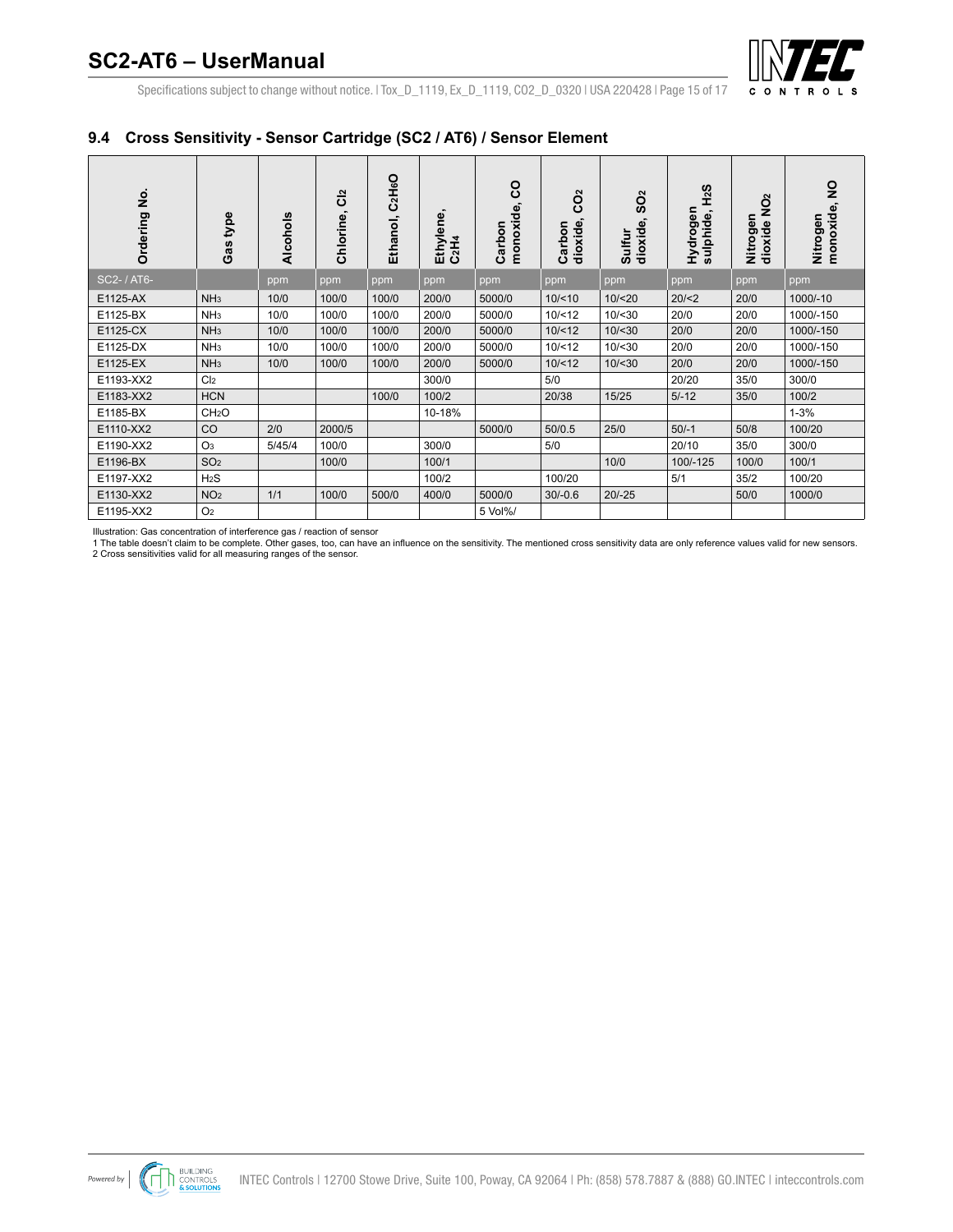## 9.4 Cross Sensitivity - Sensor Cartridge (SC2 / AT6) / Sensor Element

| Ordering No. | Gas type | Alcohols | Chlorine, $Cl_2$ | Ethanol, $C_2H_6O$ | Ethylene, $C_2H_4$ | Carbon monoxide, CO | Carbon dioxide, $CO_2$ | Sulfur dioxide, $SO_2$ | Hydrogen sulphide, $H_2S$ | Nitrogen dioxide $NO_2$ | Nitrogen monoxide, NO |
|---|---|---|---|---|---|---|---|---|---|---|---|
| SC2- / AT6- | | ppm | ppm | ppm | ppm | ppm | ppm | ppm | ppm | ppm | ppm |
| E1125-AX | $NH_3$ | 10/0 | 100/0 | 100/0 | 200/0 | 5000/0 | 10/<10 | 10/<20 | 20/<2 | 20/0 | 1000/-10 |
| E1125-BX | $NH_3$ | 10/0 | 100/0 | 100/0 | 200/0 | 5000/0 | 10/<12 | 10/<30 | 20/0 | 20/0 | 1000/-150 |
| E1125-CX | $NH_3$ | 10/0 | 100/0 | 100/0 | 200/0 | 5000/0 | 10/<12 | 10/<30 | 20/0 | 20/0 | 1000/-150 |
| E1125-DX | $NH_3$ | 10/0 | 100/0 | 100/0 | 200/0 | 5000/0 | 10/<12 | 10/<30 | 20/0 | 20/0 | 1000/-150 |
| E1125-EX | $NH_3$ | 10/0 | 100/0 | 100/0 | 200/0 | 5000/0 | 10/<12 | 10/<30 | 20/0 | 20/0 | 1000/-150 |
| E1193-XX2 | $Cl_2$ | | | | 300/0 | | 5/0 | | 20/20 | 35/0 | 300/0 |
| E1183-XX2 | HCN | | | 100/0 | 100/2 | | 20/38 | 15/25 | 5/-12 | 35/0 | 100/2 |
| E1185-BX | $CH_2O$ | | | | 10-18% | | | | | | 1-3% |
| E1110-XX2 | CO | 2/0 | 2000/5 | | | 5000/0 | 50/0.5 | 25/0 | 50/-1 | 50/8 | 100/20 |
| E1190-XX2 | $O_3$ | 5/45/4 | 100/0 | | 300/0 | | 5/0 | | 20/10 | 35/0 | 300/0 |
| E1196-BX | $SO_2$ | | 100/0 | | 100/1 | | | 10/0 | 100/-125 | 100/0 | 100/1 |
| E1197-XX2 | $H_2S$ | | | | 100/2 | | 100/20 | | 5/1 | 35/2 | 100/20 |
| E1130-XX2 | $NO_2$ | 1/1 | 100/0 | 500/0 | 400/0 | 5000/0 | 30/-0.6 | 20/-25 | | 50/0 | 1000/0 |
| E1195-XX2 | $O_2$ | | | | | 5 Vol%/ | | | | | |

Illustration: Gas concentration of interference gas / reaction of sensor

1 The table doesn't claim to be complete. Other gases, too, can have an influence on the sensitivity. The mentioned cross sensitivity data are only reference values valid for new sensors.

2 Cross sensitivities valid for all measuring ranges of the sensor.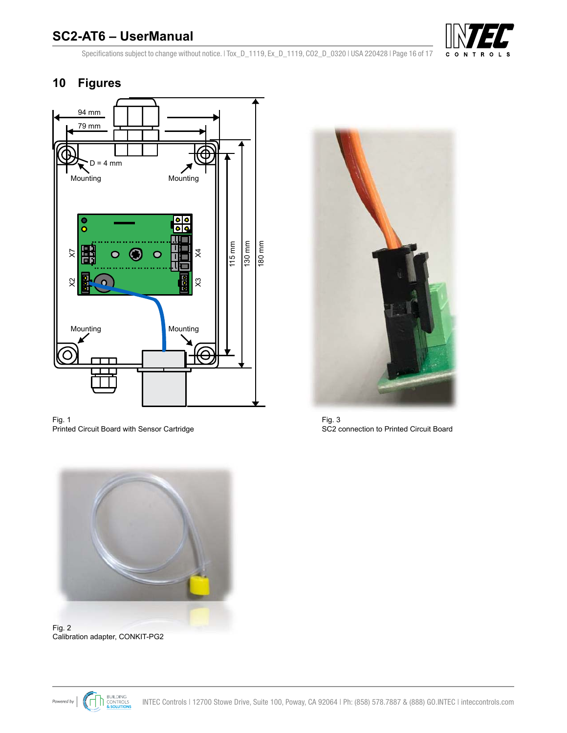## 10 Figures

Fig. 1
Printed Circuit Board with Sensor Cartridge

Fig. 3
SC2 connection to Printed Circuit Board

Fig. 2
Calibration adapter, CONKIT-PG2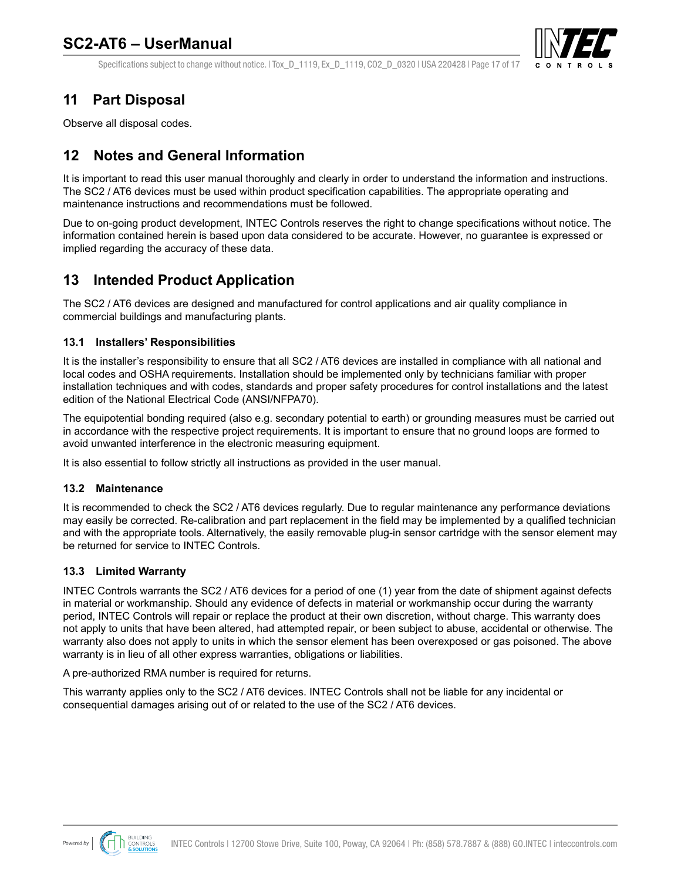## 11 Part Disposal

Observe all disposal codes.

## 12 Notes and General Information

It is important to read this user manual thoroughly and clearly in order to understand the information and instructions. The SC2 / AT6 devices must be used within product specification capabilities. The appropriate operating and maintenance instructions and recommendations must be followed.

Due to on-going product development, INTEC Controls reserves the right to change specifications without notice. The information contained herein is based upon data considered to be accurate. However, no guarantee is expressed or implied regarding the accuracy of these data.

## 13 Intended Product Application

The SC2 / AT6 devices are designed and manufactured for control applications and air quality compliance in commercial buildings and manufacturing plants.

### 13.1 Installers' Responsibilities

It is the installer's responsibility to ensure that all SC2 / AT6 devices are installed in compliance with all national and local codes and OSHA requirements. Installation should be implemented only by technicians familiar with proper installation techniques and with codes, standards and proper safety procedures for control installations and the latest edition of the National Electrical Code (ANSI/NFPA70).

The equipotential bonding required (also e.g. secondary potential to earth) or grounding measures must be carried out in accordance with the respective project requirements. It is important to ensure that no ground loops are formed to avoid unwanted interference in the electronic measuring equipment.

It is also essential to follow strictly all instructions as provided in the user manual.

### 13.2 Maintenance

It is recommended to check the SC2 / AT6 devices regularly. Due to regular maintenance any performance deviations may easily be corrected. Re-calibration and part replacement in the field may be implemented by a qualified technician and with the appropriate tools. Alternatively, the easily removable plug-in sensor cartridge with the sensor element may be returned for service to INTEC Controls.

### 13.3 Limited Warranty

INTEC Controls warrants the SC2 / AT6 devices for a period of one (1) year from the date of shipment against defects in material or workmanship. Should any evidence of defects in material or workmanship occur during the warranty period, INTEC Controls will repair or replace the product at their own discretion, without charge. This warranty does not apply to units that have been altered, had attempted repair, or been subject to abuse, accidental or otherwise. The warranty also does not apply to units in which the sensor element has been overexposed or gas poisoned. The above warranty is in lieu of all other express warranties, obligations or liabilities.

A pre-authorized RMA number is required for returns.

This warranty applies only to the SC2 / AT6 devices. INTEC Controls shall not be liable for any incidental or consequential damages arising out of or related to the use of the SC2 / AT6 devices.